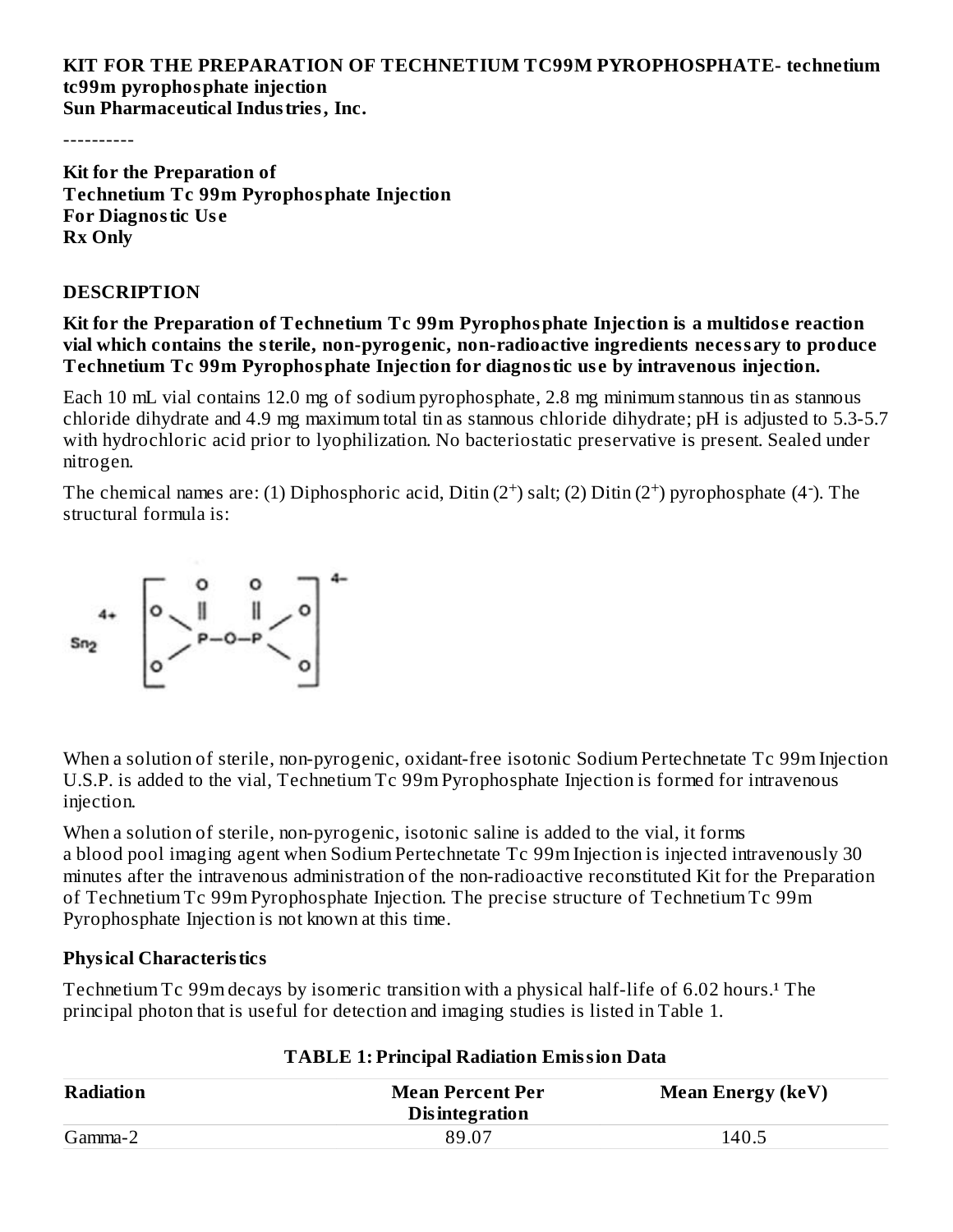**KIT FOR THE PREPARATION OF TECHNETIUM TC99M PYROPHOSPHATE- technetium tc99m pyrophosphate injection**
**Sun Pharmaceutical Industries, Inc.**

----------

**Kit for the Preparation of**
**Technetium Tc 99m Pyrophosphate Injection**
**For Diagnostic Use**
**Rx Only**

## DESCRIPTION

**Kit for the Preparation of Technetium Tc 99m Pyrophosphate Injection is a multidose reaction vial which contains the sterile, non-pyrogenic, non-radioactive ingredients necessary to produce Technetium Tc 99m Pyrophosphate Injection for diagnostic use by intravenous injection.**

Each 10 mL vial contains 12.0 mg of sodium pyrophosphate, 2.8 mg minimum stannous tin as stannous chloride dihydrate and 4.9 mg maximum total tin as stannous chloride dihydrate; pH is adjusted to 5.3-5.7 with hydrochloric acid prior to lyophilization. No bacteriostatic preservative is present. Sealed under nitrogen.

The chemical names are: (1) Diphosphoric acid, Ditin ($2^+$) salt; (2) Ditin ($2^+$) pyrophosphate ($4^-$). The structural formula is:

$$Sn_2^{4+} \left[ \begin{array}{c} O \quad\; O \\ O \diagdown \;\| \quad\; \| \diagup O \\ P{-}O{-}P \\ O \diagup \qquad\quad \diagdown O \end{array} \right]^{4-}$$

When a solution of sterile, non-pyrogenic, oxidant-free isotonic Sodium Pertechnetate Tc 99m Injection U.S.P. is added to the vial, Technetium Tc 99m Pyrophosphate Injection is formed for intravenous injection.

When a solution of sterile, non-pyrogenic, isotonic saline is added to the vial, it forms a blood pool imaging agent when Sodium Pertechnetate Tc 99m Injection is injected intravenously 30 minutes after the intravenous administration of the non-radioactive reconstituted Kit for the Preparation of Technetium Tc 99m Pyrophosphate Injection. The precise structure of Technetium Tc 99m Pyrophosphate Injection is not known at this time.

### Physical Characteristics

Technetium Tc 99m decays by isomeric transition with a physical half-life of 6.02 hours.[1] The principal photon that is useful for detection and imaging studies is listed in Table 1.

**TABLE 1: Principal Radiation Emission Data**

| Radiation | Mean Percent Per Disintegration | Mean Energy (keV) |
|---|---|---|
| Gamma-2 | 89.07 | 140.5 |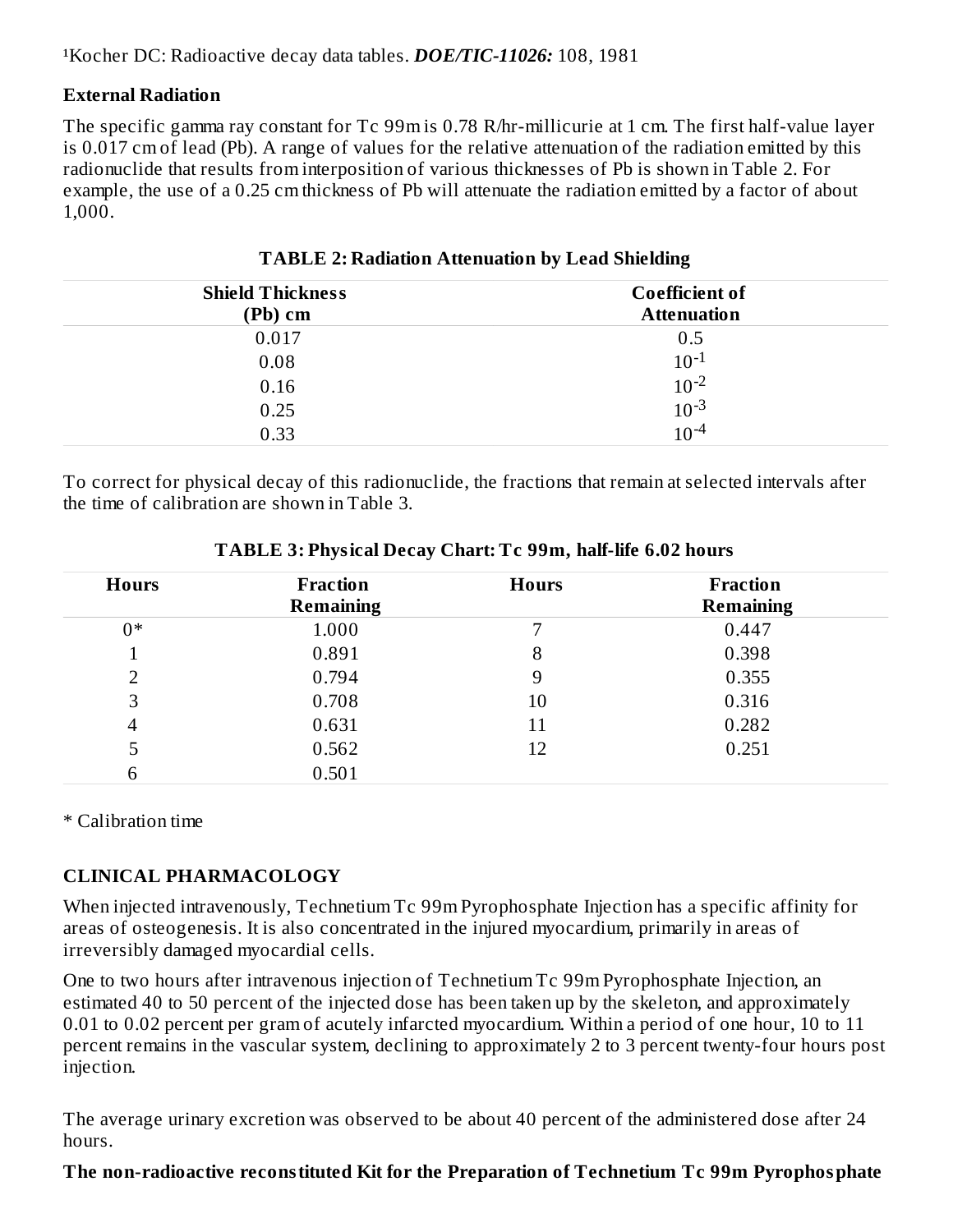[1]Kocher DC: Radioactive decay data tables. ***DOE/TIC-11026:*** 108, 1981

**External Radiation**

The specific gamma ray constant for Tc 99m is 0.78 R/hr-millicurie at 1 cm. The first half-value layer is 0.017 cm of lead (Pb). A range of values for the relative attenuation of the radiation emitted by this radionuclide that results from interposition of various thicknesses of Pb is shown in Table 2. For example, the use of a 0.25 cm thickness of Pb will attenuate the radiation emitted by a factor of about 1,000.

**TABLE 2: Radiation Attenuation by Lead Shielding**

| Shield Thickness (Pb) cm | Coefficient of Attenuation |
|---|---|
| 0.017 | 0.5 |
| 0.08 | $10^{-1}$ |
| 0.16 | $10^{-2}$ |
| 0.25 | $10^{-3}$ |
| 0.33 | $10^{-4}$ |

To correct for physical decay of this radionuclide, the fractions that remain at selected intervals after the time of calibration are shown in Table 3.

**TABLE 3: Physical Decay Chart: Tc 99m, half-life 6.02 hours**

| Hours | Fraction Remaining | Hours | Fraction Remaining |
|---|---|---|---|
| 0* | 1.000 | 7 | 0.447 |
| 1 | 0.891 | 8 | 0.398 |
| 2 | 0.794 | 9 | 0.355 |
| 3 | 0.708 | 10 | 0.316 |
| 4 | 0.631 | 11 | 0.282 |
| 5 | 0.562 | 12 | 0.251 |
| 6 | 0.501 | | |

\* Calibration time

## CLINICAL PHARMACOLOGY

When injected intravenously, Technetium Tc 99m Pyrophosphate Injection has a specific affinity for areas of osteogenesis. It is also concentrated in the injured myocardium, primarily in areas of irreversibly damaged myocardial cells.

One to two hours after intravenous injection of Technetium Tc 99m Pyrophosphate Injection, an estimated 40 to 50 percent of the injected dose has been taken up by the skeleton, and approximately 0.01 to 0.02 percent per gram of acutely infarcted myocardium. Within a period of one hour, 10 to 11 percent remains in the vascular system, declining to approximately 2 to 3 percent twenty-four hours post injection.

The average urinary excretion was observed to be about 40 percent of the administered dose after 24 hours.

**The non-radioactive reconstituted Kit for the Preparation of Technetium Tc 99m Pyrophosphate**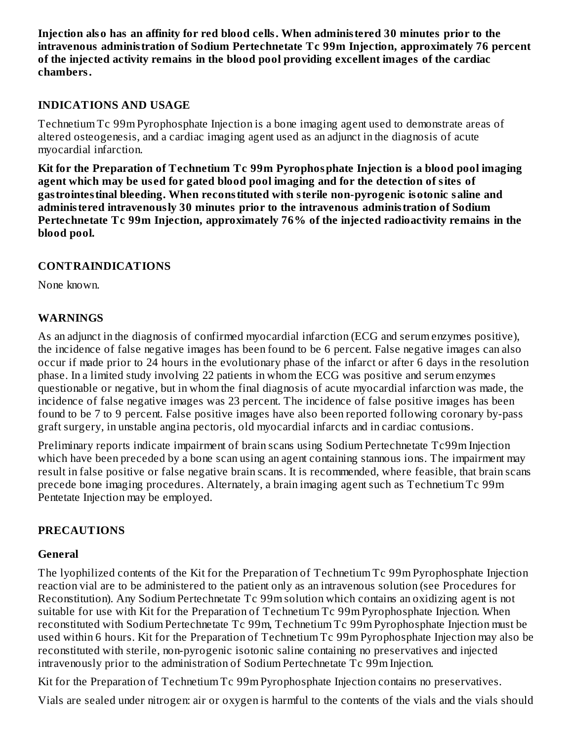**Injection also has an affinity for red blood cells. When administered 30 minutes prior to the intravenous administration of Sodium Pertechnetate Tc 99m Injection, approximately 76 percent of the injected activity remains in the blood pool providing excellent images of the cardiac chambers.**

## INDICATIONS AND USAGE

Technetium Tc 99m Pyrophosphate Injection is a bone imaging agent used to demonstrate areas of altered osteogenesis, and a cardiac imaging agent used as an adjunct in the diagnosis of acute myocardial infarction.

**Kit for the Preparation of Technetium Tc 99m Pyrophosphate Injection is a blood pool imaging agent which may be used for gated blood pool imaging and for the detection of sites of gastrointestinal bleeding. When reconstituted with sterile non-pyrogenic isotonic saline and administered intravenously 30 minutes prior to the intravenous administration of Sodium Pertechnetate Tc 99m Injection, approximately 76% of the injected radioactivity remains in the blood pool.**

## CONTRAINDICATIONS

None known.

## WARNINGS

As an adjunct in the diagnosis of confirmed myocardial infarction (ECG and serum enzymes positive), the incidence of false negative images has been found to be 6 percent. False negative images can also occur if made prior to 24 hours in the evolutionary phase of the infarct or after 6 days in the resolution phase. In a limited study involving 22 patients in whom the ECG was positive and serum enzymes questionable or negative, but in whom the final diagnosis of acute myocardial infarction was made, the incidence of false negative images was 23 percent. The incidence of false positive images has been found to be 7 to 9 percent. False positive images have also been reported following coronary by-pass graft surgery, in unstable angina pectoris, old myocardial infarcts and in cardiac contusions.

Preliminary reports indicate impairment of brain scans using Sodium Pertechnetate Tc99m Injection which have been preceded by a bone scan using an agent containing stannous ions. The impairment may result in false positive or false negative brain scans. It is recommended, where feasible, that brain scans precede bone imaging procedures. Alternately, a brain imaging agent such as Technetium Tc 99m Pentetate Injection may be employed.

## PRECAUTIONS

### General

The lyophilized contents of the Kit for the Preparation of Technetium Tc 99m Pyrophosphate Injection reaction vial are to be administered to the patient only as an intravenous solution (see Procedures for Reconstitution). Any Sodium Pertechnetate Tc 99m solution which contains an oxidizing agent is not suitable for use with Kit for the Preparation of Technetium Tc 99m Pyrophosphate Injection. When reconstituted with Sodium Pertechnetate Tc 99m, Technetium Tc 99m Pyrophosphate Injection must be used within 6 hours. Kit for the Preparation of Technetium Tc 99m Pyrophosphate Injection may also be reconstituted with sterile, non-pyrogenic isotonic saline containing no preservatives and injected intravenously prior to the administration of Sodium Pertechnetate Tc 99m Injection.

Kit for the Preparation of Technetium Tc 99m Pyrophosphate Injection contains no preservatives.

Vials are sealed under nitrogen: air or oxygen is harmful to the contents of the vials and the vials should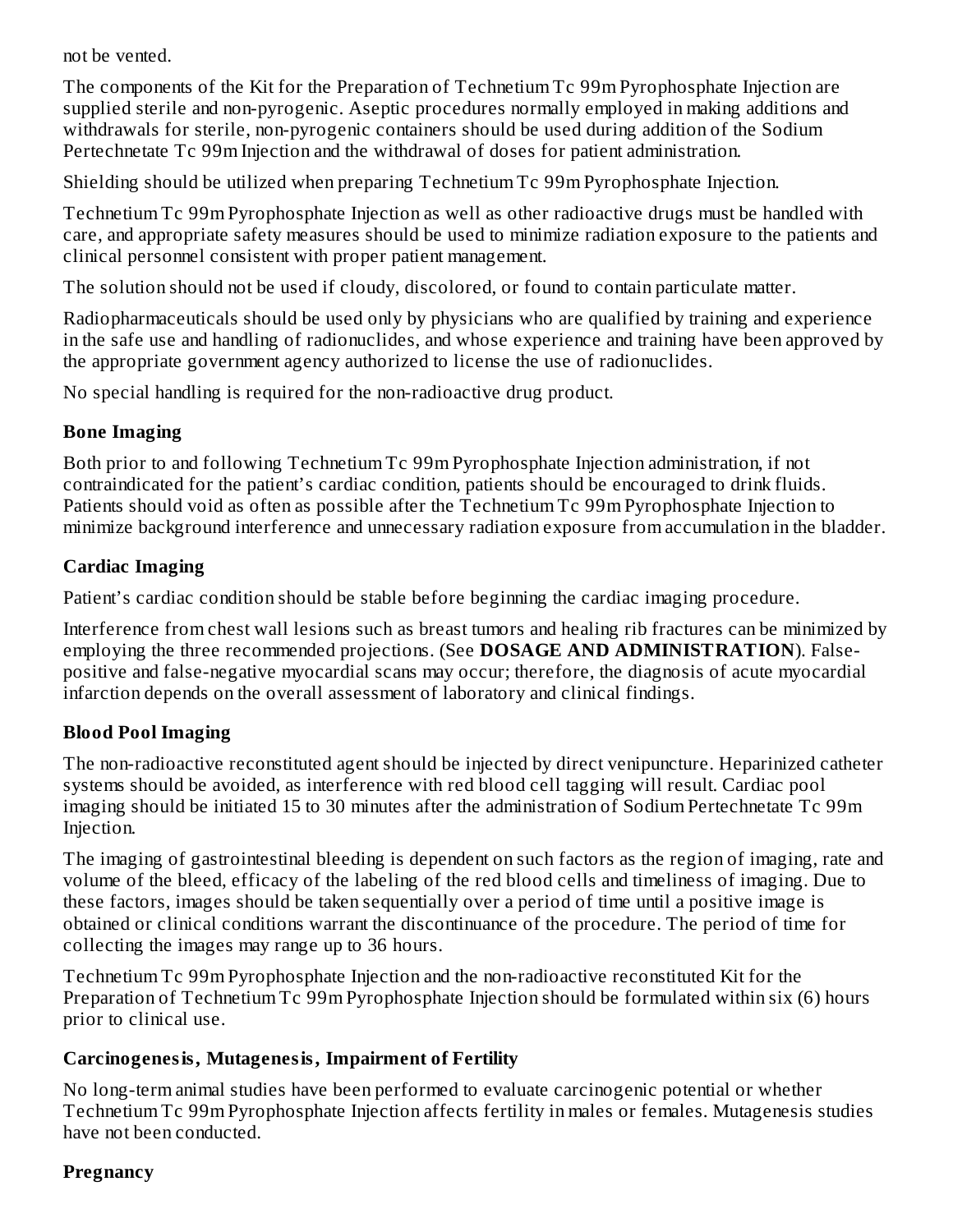not be vented.

The components of the Kit for the Preparation of Technetium Tc 99m Pyrophosphate Injection are supplied sterile and non-pyrogenic. Aseptic procedures normally employed in making additions and withdrawals for sterile, non-pyrogenic containers should be used during addition of the Sodium Pertechnetate Tc 99m Injection and the withdrawal of doses for patient administration.

Shielding should be utilized when preparing Technetium Tc 99m Pyrophosphate Injection.

Technetium Tc 99m Pyrophosphate Injection as well as other radioactive drugs must be handled with care, and appropriate safety measures should be used to minimize radiation exposure to the patients and clinical personnel consistent with proper patient management.

The solution should not be used if cloudy, discolored, or found to contain particulate matter.

Radiopharmaceuticals should be used only by physicians who are qualified by training and experience in the safe use and handling of radionuclides, and whose experience and training have been approved by the appropriate government agency authorized to license the use of radionuclides.

No special handling is required for the non-radioactive drug product.

### Bone Imaging

Both prior to and following Technetium Tc 99m Pyrophosphate Injection administration, if not contraindicated for the patient's cardiac condition, patients should be encouraged to drink fluids. Patients should void as often as possible after the Technetium Tc 99m Pyrophosphate Injection to minimize background interference and unnecessary radiation exposure from accumulation in the bladder.

### Cardiac Imaging

Patient's cardiac condition should be stable before beginning the cardiac imaging procedure.

Interference from chest wall lesions such as breast tumors and healing rib fractures can be minimized by employing the three recommended projections. (See **DOSAGE AND ADMINISTRATION**). False-positive and false-negative myocardial scans may occur; therefore, the diagnosis of acute myocardial infarction depends on the overall assessment of laboratory and clinical findings.

### Blood Pool Imaging

The non-radioactive reconstituted agent should be injected by direct venipuncture. Heparinized catheter systems should be avoided, as interference with red blood cell tagging will result. Cardiac pool imaging should be initiated 15 to 30 minutes after the administration of Sodium Pertechnetate Tc 99m Injection.

The imaging of gastrointestinal bleeding is dependent on such factors as the region of imaging, rate and volume of the bleed, efficacy of the labeling of the red blood cells and timeliness of imaging. Due to these factors, images should be taken sequentially over a period of time until a positive image is obtained or clinical conditions warrant the discontinuance of the procedure. The period of time for collecting the images may range up to 36 hours.

Technetium Tc 99m Pyrophosphate Injection and the non-radioactive reconstituted Kit for the Preparation of Technetium Tc 99m Pyrophosphate Injection should be formulated within six (6) hours prior to clinical use.

### Carcinogenesis, Mutagenesis, Impairment of Fertility

No long-term animal studies have been performed to evaluate carcinogenic potential or whether Technetium Tc 99m Pyrophosphate Injection affects fertility in males or females. Mutagenesis studies have not been conducted.

### Pregnancy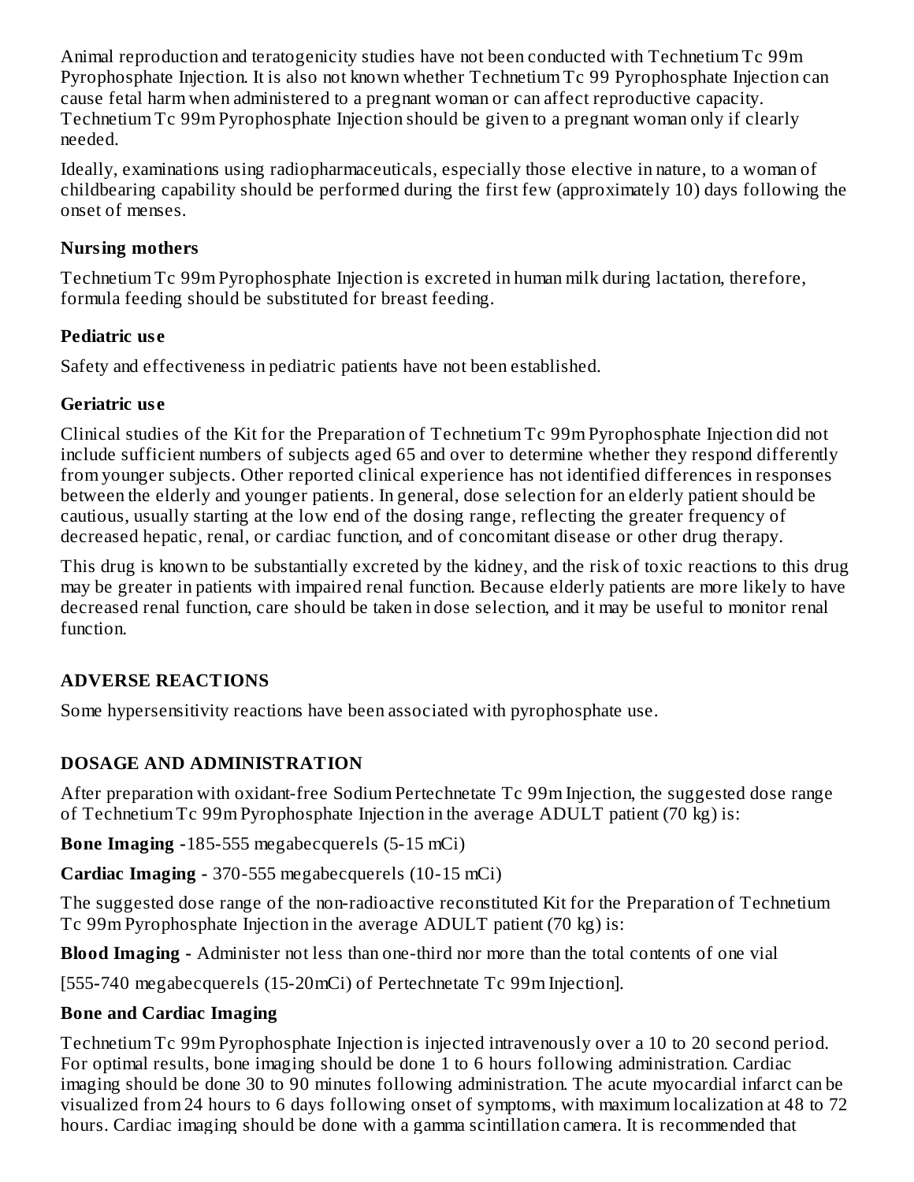Animal reproduction and teratogenicity studies have not been conducted with Technetium Tc 99m Pyrophosphate Injection. It is also not known whether Technetium Tc 99 Pyrophosphate Injection can cause fetal harm when administered to a pregnant woman or can affect reproductive capacity. Technetium Tc 99m Pyrophosphate Injection should be given to a pregnant woman only if clearly needed.

Ideally, examinations using radiopharmaceuticals, especially those elective in nature, to a woman of childbearing capability should be performed during the first few (approximately 10) days following the onset of menses.

### Nursing mothers

Technetium Tc 99m Pyrophosphate Injection is excreted in human milk during lactation, therefore, formula feeding should be substituted for breast feeding.

### Pediatric use

Safety and effectiveness in pediatric patients have not been established.

### Geriatric use

Clinical studies of the Kit for the Preparation of Technetium Tc 99m Pyrophosphate Injection did not include sufficient numbers of subjects aged 65 and over to determine whether they respond differently from younger subjects. Other reported clinical experience has not identified differences in responses between the elderly and younger patients. In general, dose selection for an elderly patient should be cautious, usually starting at the low end of the dosing range, reflecting the greater frequency of decreased hepatic, renal, or cardiac function, and of concomitant disease or other drug therapy.

This drug is known to be substantially excreted by the kidney, and the risk of toxic reactions to this drug may be greater in patients with impaired renal function. Because elderly patients are more likely to have decreased renal function, care should be taken in dose selection, and it may be useful to monitor renal function.

## ADVERSE REACTIONS

Some hypersensitivity reactions have been associated with pyrophosphate use.

## DOSAGE AND ADMINISTRATION

After preparation with oxidant-free Sodium Pertechnetate Tc 99m Injection, the suggested dose range of Technetium Tc 99m Pyrophosphate Injection in the average ADULT patient (70 kg) is:

**Bone Imaging -**185-555 megabecquerels (5-15 mCi)

**Cardiac Imaging -** 370-555 megabecquerels (10-15 mCi)

The suggested dose range of the non-radioactive reconstituted Kit for the Preparation of Technetium Tc 99m Pyrophosphate Injection in the average ADULT patient (70 kg) is:

**Blood Imaging -** Administer not less than one-third nor more than the total contents of one vial

[555-740 megabecquerels (15-20mCi) of Pertechnetate Tc 99m Injection].

### Bone and Cardiac Imaging

Technetium Tc 99m Pyrophosphate Injection is injected intravenously over a 10 to 20 second period. For optimal results, bone imaging should be done 1 to 6 hours following administration. Cardiac imaging should be done 30 to 90 minutes following administration. The acute myocardial infarct can be visualized from 24 hours to 6 days following onset of symptoms, with maximum localization at 48 to 72 hours. Cardiac imaging should be done with a gamma scintillation camera. It is recommended that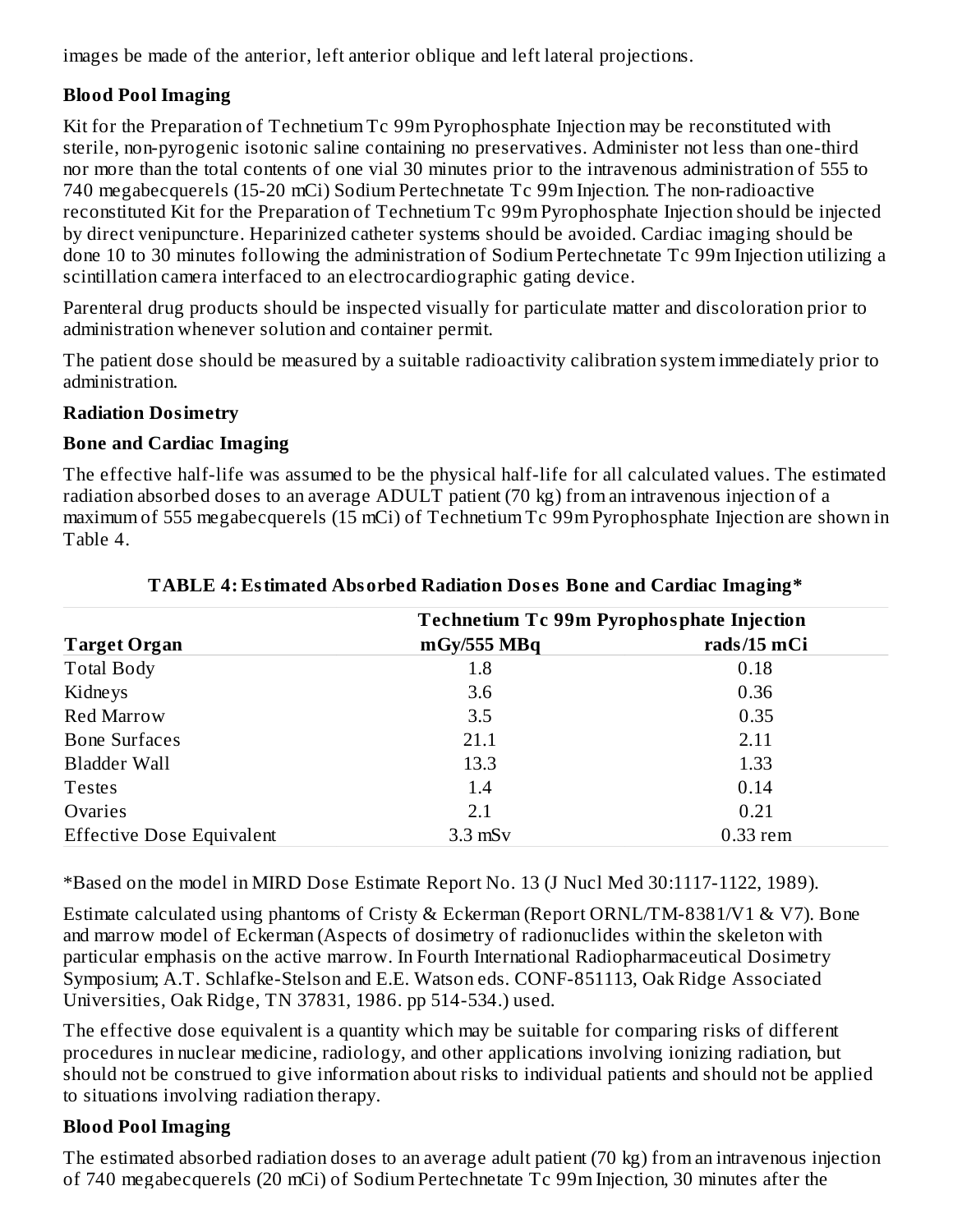images be made of the anterior, left anterior oblique and left lateral projections.

**Blood Pool Imaging**

Kit for the Preparation of Technetium Tc 99m Pyrophosphate Injection may be reconstituted with sterile, non-pyrogenic isotonic saline containing no preservatives. Administer not less than one-third nor more than the total contents of one vial 30 minutes prior to the intravenous administration of 555 to 740 megabecquerels (15-20 mCi) Sodium Pertechnetate Tc 99m Injection. The non-radioactive reconstituted Kit for the Preparation of Technetium Tc 99m Pyrophosphate Injection should be injected by direct venipuncture. Heparinized catheter systems should be avoided. Cardiac imaging should be done 10 to 30 minutes following the administration of Sodium Pertechnetate Tc 99m Injection utilizing a scintillation camera interfaced to an electrocardiographic gating device.

Parenteral drug products should be inspected visually for particulate matter and discoloration prior to administration whenever solution and container permit.

The patient dose should be measured by a suitable radioactivity calibration system immediately prior to administration.

**Radiation Dosimetry**

**Bone and Cardiac Imaging**

The effective half-life was assumed to be the physical half-life for all calculated values. The estimated radiation absorbed doses to an average ADULT patient (70 kg) from an intravenous injection of a maximum of 555 megabecquerels (15 mCi) of Technetium Tc 99m Pyrophosphate Injection are shown in Table 4.

**TABLE 4: Estimated Absorbed Radiation Doses Bone and Cardiac Imaging***

| | Technetium Tc 99m Pyrophosphate Injection | |
|---|---|---|
| **Target Organ** | **mGy/555 MBq** | **rads/15 mCi** |
| Total Body | 1.8 | 0.18 |
| Kidneys | 3.6 | 0.36 |
| Red Marrow | 3.5 | 0.35 |
| Bone Surfaces | 21.1 | 2.11 |
| Bladder Wall | 13.3 | 1.33 |
| Testes | 1.4 | 0.14 |
| Ovaries | 2.1 | 0.21 |
| Effective Dose Equivalent | 3.3 mSv | 0.33 rem |

*Based on the model in MIRD Dose Estimate Report No. 13 (J Nucl Med 30:1117-1122, 1989).

Estimate calculated using phantoms of Cristy & Eckerman (Report ORNL/TM-8381/V1 & V7). Bone and marrow model of Eckerman (Aspects of dosimetry of radionuclides within the skeleton with particular emphasis on the active marrow. In Fourth International Radiopharmaceutical Dosimetry Symposium; A.T. Schlafke-Stelson and E.E. Watson eds. CONF-851113, Oak Ridge Associated Universities, Oak Ridge, TN 37831, 1986. pp 514-534.) used.

The effective dose equivalent is a quantity which may be suitable for comparing risks of different procedures in nuclear medicine, radiology, and other applications involving ionizing radiation, but should not be construed to give information about risks to individual patients and should not be applied to situations involving radiation therapy.

**Blood Pool Imaging**

The estimated absorbed radiation doses to an average adult patient (70 kg) from an intravenous injection of 740 megabecquerels (20 mCi) of Sodium Pertechnetate Tc 99m Injection, 30 minutes after the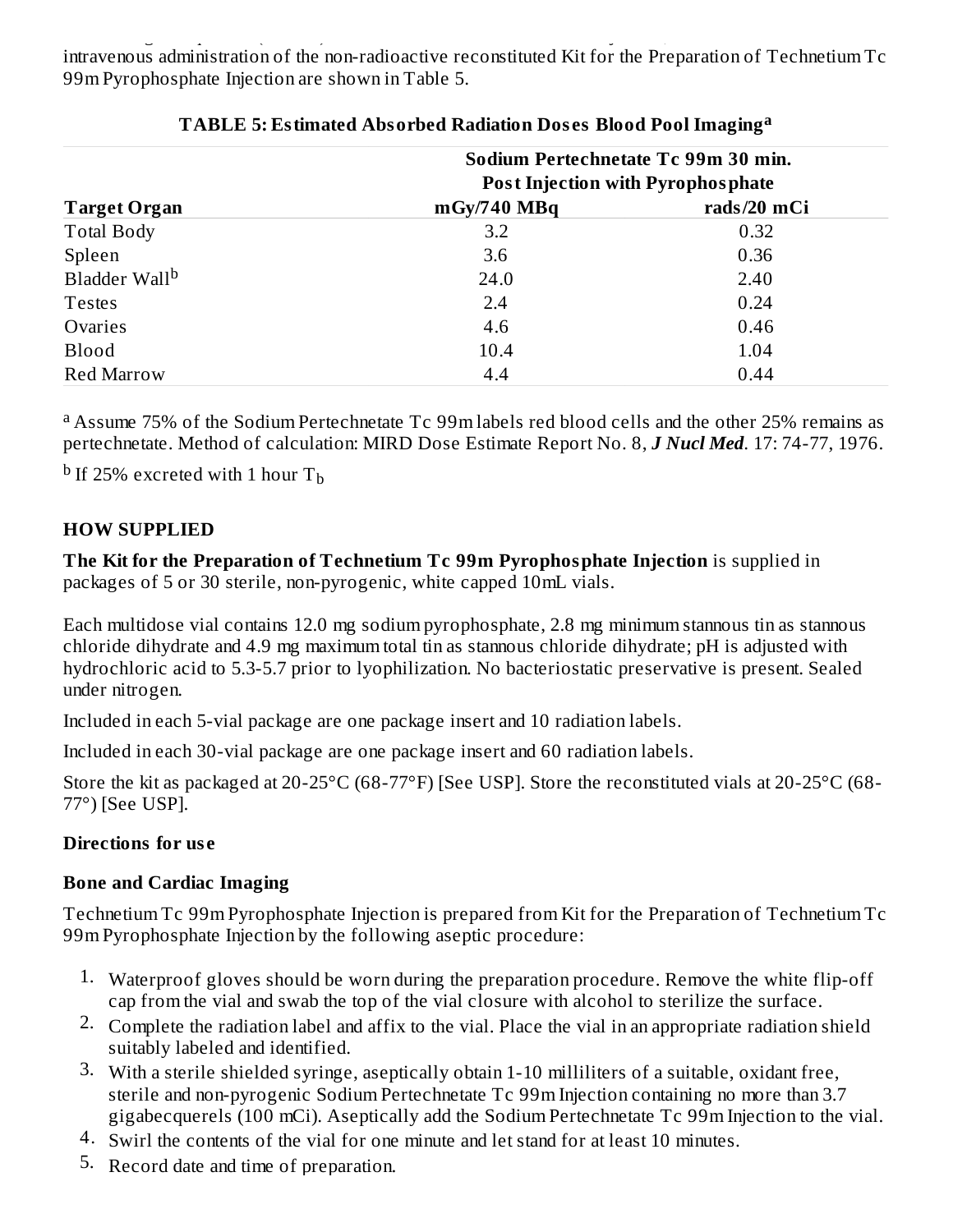intravenous administration of the non-radioactive reconstituted Kit for the Preparation of Technetium Tc 99m Pyrophosphate Injection are shown in Table 5.

**TABLE 5: Estimated Absorbed Radiation Doses Blood Pool Imaging[a]**

| | **Sodium Pertechnetate Tc 99m 30 min. Post Injection with Pyrophosphate** | |
|---|---|---|
| **Target Organ** | **mGy/740 MBq** | **rads/20 mCi** |
| Total Body | 3.2 | 0.32 |
| Spleen | 3.6 | 0.36 |
| Bladder Wall[b] | 24.0 | 2.40 |
| Testes | 2.4 | 0.24 |
| Ovaries | 4.6 | 0.46 |
| Blood | 10.4 | 1.04 |
| Red Marrow | 4.4 | 0.44 |

[a] Assume 75% of the Sodium Pertechnetate Tc 99m labels red blood cells and the other 25% remains as pertechnetate. Method of calculation: MIRD Dose Estimate Report No. 8, ***J Nucl Med***. 17: 74-77, 1976.

[b] If 25% excreted with 1 hour $T_b$

## HOW SUPPLIED

**The Kit for the Preparation of Technetium Tc 99m Pyrophosphate Injection** is supplied in packages of 5 or 30 sterile, non-pyrogenic, white capped 10mL vials.

Each multidose vial contains 12.0 mg sodium pyrophosphate, 2.8 mg minimum stannous tin as stannous chloride dihydrate and 4.9 mg maximum total tin as stannous chloride dihydrate; pH is adjusted with hydrochloric acid to 5.3-5.7 prior to lyophilization. No bacteriostatic preservative is present. Sealed under nitrogen.

Included in each 5-vial package are one package insert and 10 radiation labels.

Included in each 30-vial package are one package insert and 60 radiation labels.

Store the kit as packaged at 20-25°C (68-77°F) [See USP]. Store the reconstituted vials at 20-25°C (68-77°) [See USP].

### Directions for use

### Bone and Cardiac Imaging

Technetium Tc 99m Pyrophosphate Injection is prepared from Kit for the Preparation of Technetium Tc 99m Pyrophosphate Injection by the following aseptic procedure:

1. Waterproof gloves should be worn during the preparation procedure. Remove the white flip-off cap from the vial and swab the top of the vial closure with alcohol to sterilize the surface.
2. Complete the radiation label and affix to the vial. Place the vial in an appropriate radiation shield suitably labeled and identified.
3. With a sterile shielded syringe, aseptically obtain 1-10 milliliters of a suitable, oxidant free, sterile and non-pyrogenic Sodium Pertechnetate Tc 99m Injection containing no more than 3.7 gigabecquerels (100 mCi). Aseptically add the Sodium Pertechnetate Tc 99m Injection to the vial.
4. Swirl the contents of the vial for one minute and let stand for at least 10 minutes.
5. Record date and time of preparation.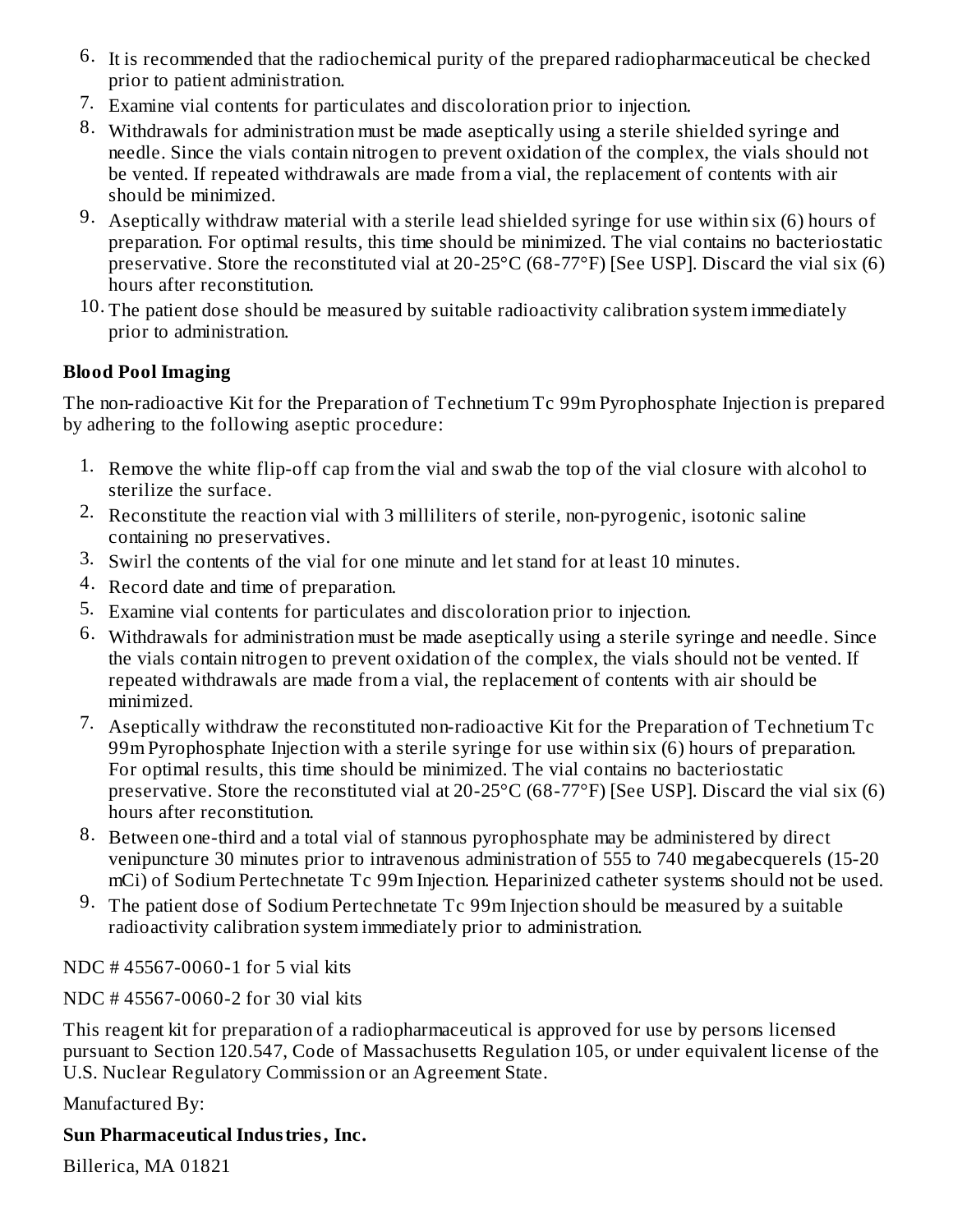6. It is recommended that the radiochemical purity of the prepared radiopharmaceutical be checked prior to patient administration.
7. Examine vial contents for particulates and discoloration prior to injection.
8. Withdrawals for administration must be made aseptically using a sterile shielded syringe and needle. Since the vials contain nitrogen to prevent oxidation of the complex, the vials should not be vented. If repeated withdrawals are made from a vial, the replacement of contents with air should be minimized.
9. Aseptically withdraw material with a sterile lead shielded syringe for use within six (6) hours of preparation. For optimal results, this time should be minimized. The vial contains no bacteriostatic preservative. Store the reconstituted vial at 20-25°C (68-77°F) [See USP]. Discard the vial six (6) hours after reconstitution.
10. The patient dose should be measured by suitable radioactivity calibration system immediately prior to administration.

**Blood Pool Imaging**

The non-radioactive Kit for the Preparation of Technetium Tc 99m Pyrophosphate Injection is prepared by adhering to the following aseptic procedure:

1. Remove the white flip-off cap from the vial and swab the top of the vial closure with alcohol to sterilize the surface.
2. Reconstitute the reaction vial with 3 milliliters of sterile, non-pyrogenic, isotonic saline containing no preservatives.
3. Swirl the contents of the vial for one minute and let stand for at least 10 minutes.
4. Record date and time of preparation.
5. Examine vial contents for particulates and discoloration prior to injection.
6. Withdrawals for administration must be made aseptically using a sterile syringe and needle. Since the vials contain nitrogen to prevent oxidation of the complex, the vials should not be vented. If repeated withdrawals are made from a vial, the replacement of contents with air should be minimized.
7. Aseptically withdraw the reconstituted non-radioactive Kit for the Preparation of Technetium Tc 99m Pyrophosphate Injection with a sterile syringe for use within six (6) hours of preparation. For optimal results, this time should be minimized. The vial contains no bacteriostatic preservative. Store the reconstituted vial at 20-25°C (68-77°F) [See USP]. Discard the vial six (6) hours after reconstitution.
8. Between one-third and a total vial of stannous pyrophosphate may be administered by direct venipuncture 30 minutes prior to intravenous administration of 555 to 740 megabecquerels (15-20 mCi) of Sodium Pertechnetate Tc 99m Injection. Heparinized catheter systems should not be used.
9. The patient dose of Sodium Pertechnetate Tc 99m Injection should be measured by a suitable radioactivity calibration system immediately prior to administration.

NDC # 45567-0060-1 for 5 vial kits

NDC # 45567-0060-2 for 30 vial kits

This reagent kit for preparation of a radiopharmaceutical is approved for use by persons licensed pursuant to Section 120.547, Code of Massachusetts Regulation 105, or under equivalent license of the U.S. Nuclear Regulatory Commission or an Agreement State.

Manufactured By:

**Sun Pharmaceutical Industries, Inc.**

Billerica, MA 01821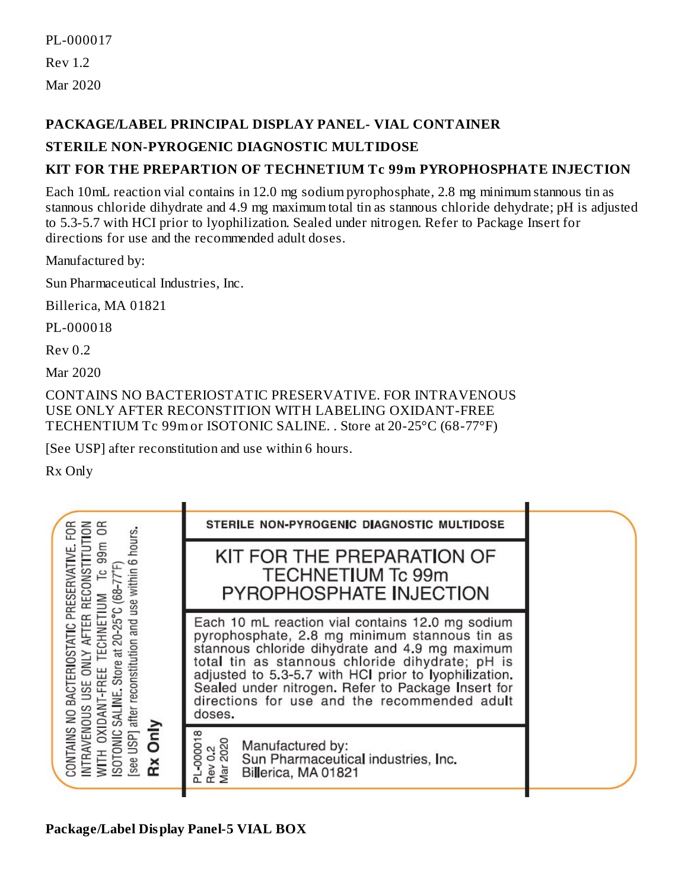PL-000017

Rev 1.2

Mar 2020

**PACKAGE/LABEL PRINCIPAL DISPLAY PANEL- VIAL CONTAINER**

**STERILE NON-PYROGENIC DIAGNOSTIC MULTIDOSE**

**KIT FOR THE PREPARTION OF TECHNETIUM Tc 99m PYROPHOSPHATE INJECTION**

Each 10mL reaction vial contains in 12.0 mg sodium pyrophosphate, 2.8 mg minimum stannous tin as stannous chloride dihydrate and 4.9 mg maximum total tin as stannous chloride dehydrate; pH is adjusted to 5.3-5.7 with HCI prior to lyophilization. Sealed under nitrogen. Refer to Package Insert for directions for use and the recommended adult doses.

Manufactured by:

Sun Pharmaceutical Industries, Inc.

Billerica, MA 01821

PL-000018

Rev 0.2

Mar 2020

CONTAINS NO BACTERIOSTATIC PRESERVATIVE. FOR INTRAVENOUS USE ONLY AFTER RECONSTITION WITH LABELING OXIDANT-FREE TECHENTIUM Tc 99m or ISOTONIC SALINE. . Store at 20-25°C (68-77°F)

[See USP] after reconstitution and use within 6 hours.

Rx Only

CONTAINS NO BACTERIOSTATIC PRESERVATIVE. FOR INTRAVENOUS USE ONLY AFTER RECONSTITUTION WITH OXIDANT-FREE TECHNETIUM Tc 99m OR ISOTONIC SALINE. Store at 20-25°C (68-77°F) [see USP] after reconstitution and use within 6 hours.

**Rx Only**

STERILE NON-PYROGENIC DIAGNOSTIC MULTIDOSE

KIT FOR THE PREPARATION OF TECHNETIUM Tc 99m PYROPHOSPHATE INJECTION

Each 10 mL reaction vial contains 12.0 mg sodium pyrophosphate, 2.8 mg minimum stannous tin as stannous chloride dihydrate and 4.9 mg maximum total tin as stannous chloride dihydrate; pH is adjusted to 5.3-5.7 with HCl prior to lyophilization. Sealed under nitrogen. Refer to Package Insert for directions for use and the recommended adult doses.

PL-000018
Rev 0.2
Mar 2020

Manufactured by:
Sun Pharmaceutical industries, Inc.
Billerica, MA 01821

**Package/Label Display Panel-5 VIAL BOX**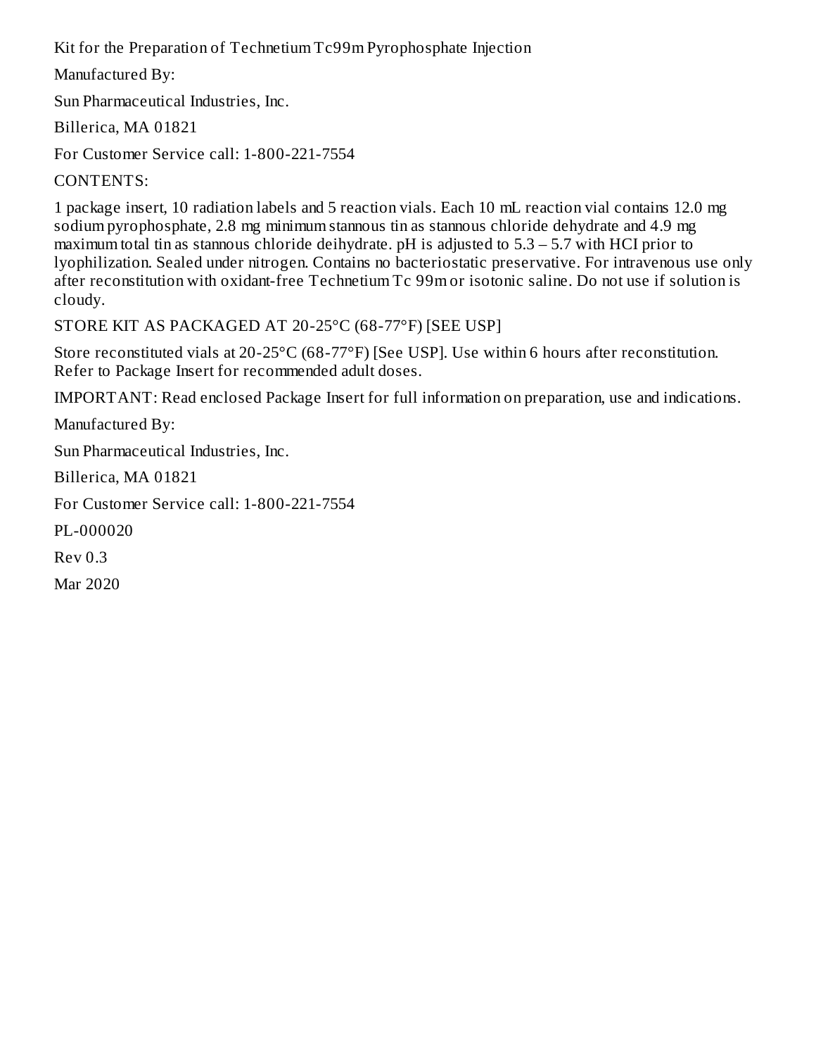Kit for the Preparation of Technetium Tc99m Pyrophosphate Injection

Manufactured By:

Sun Pharmaceutical Industries, Inc.

Billerica, MA 01821

For Customer Service call: 1-800-221-7554

CONTENTS:

1 package insert, 10 radiation labels and 5 reaction vials. Each 10 mL reaction vial contains 12.0 mg sodium pyrophosphate, 2.8 mg minimum stannous tin as stannous chloride dehydrate and 4.9 mg maximum total tin as stannous chloride deihydrate. pH is adjusted to 5.3 – 5.7 with HCI prior to lyophilization. Sealed under nitrogen. Contains no bacteriostatic preservative. For intravenous use only after reconstitution with oxidant-free Technetium Tc 99m or isotonic saline. Do not use if solution is cloudy.

STORE KIT AS PACKAGED AT 20-25°C (68-77°F) [SEE USP]

Store reconstituted vials at 20-25°C (68-77°F) [See USP]. Use within 6 hours after reconstitution. Refer to Package Insert for recommended adult doses.

IMPORTANT: Read enclosed Package Insert for full information on preparation, use and indications.

Manufactured By:

Sun Pharmaceutical Industries, Inc.

Billerica, MA 01821

For Customer Service call: 1-800-221-7554

PL-000020

Rev 0.3

Mar 2020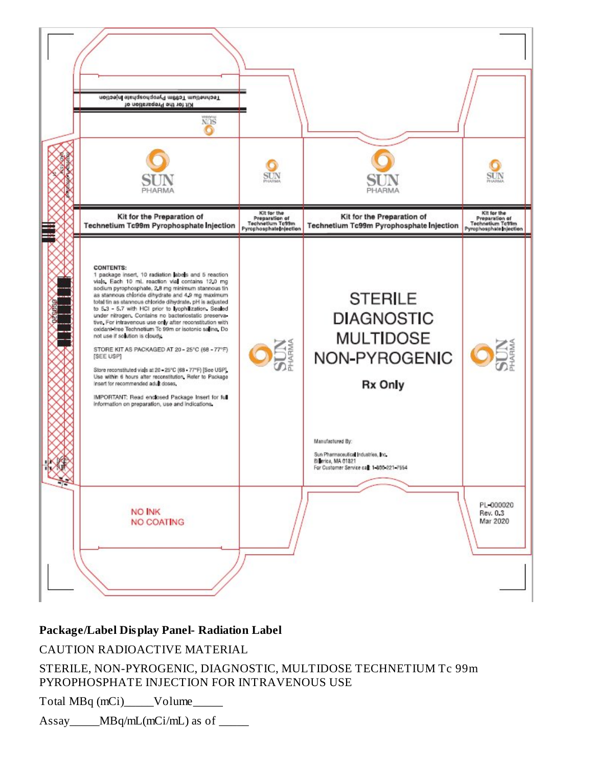Technetium Tc99m Pyrophosphate Injection
Kit for the Preparation of

SUN PHARMA

SUN PHARMA

**Kit for the Preparation of Technetium Tc99m Pyrophosphate Injection**

**Kit for the Preparation of Technetium Tc99m Pyrophosphate Injection**

**Kit for the Preparation of Technetium Tc99m Pyrophosphate Injection**

**Kit for the Preparation of Technetium Tc99m Pyrophosphate Injection**

**CONTENTS:**
1 package insert, 10 radiation labels and 5 reaction vials. Each 10 mL reaction vial contains 12.0 mg sodium pyrophosphate, 2.8 mg minimum stannous tin as stannous chloride dihydrate and 4.9 mg maximum total tin as stannous chloride dihydrate. pH is adjusted to 5.3 - 5.7 with HCl prior to lyophilization. Sealed under nitrogen. Contains no bacteriostatic preservative. For intravenous use only after reconstitution with oxidant-free Technetium Tc 99m or isotonic saline. Do not use if solution is cloudy.

STORE KIT AS PACKAGED AT 20 - 25°C (68 - 77°F) [SEE USP]

Store reconstituted vials at 20 - 25°C (68 - 77°F) [See USP]. Use within 6 hours after reconstitution. Refer to Package Insert for recommended adult doses.

IMPORTANT: Read enclosed Package Insert for full information on preparation, use and indications.

STERILE
DIAGNOSTIC
MULTIDOSE
NON-PYROGENIC

**Rx Only**

Manufactured By:

Sun Pharmaceutical Industries, Inc.
Billerica, MA 01821
For Customer Service call: 1-800-221-7554

NO INK
NO COATING

PL-000020
Rev. 0.3
Mar 2020

**Package/Label Display Panel- Radiation Label**

CAUTION RADIOACTIVE MATERIAL

STERILE, NON-PYROGENIC, DIAGNOSTIC, MULTIDOSE TECHNETIUM Tc 99m PYROPHOSPHATE INJECTION FOR INTRAVENOUS USE

Total MBq (mCi)_____Volume_____

Assay_____MBq/mL(mCi/mL) as of _____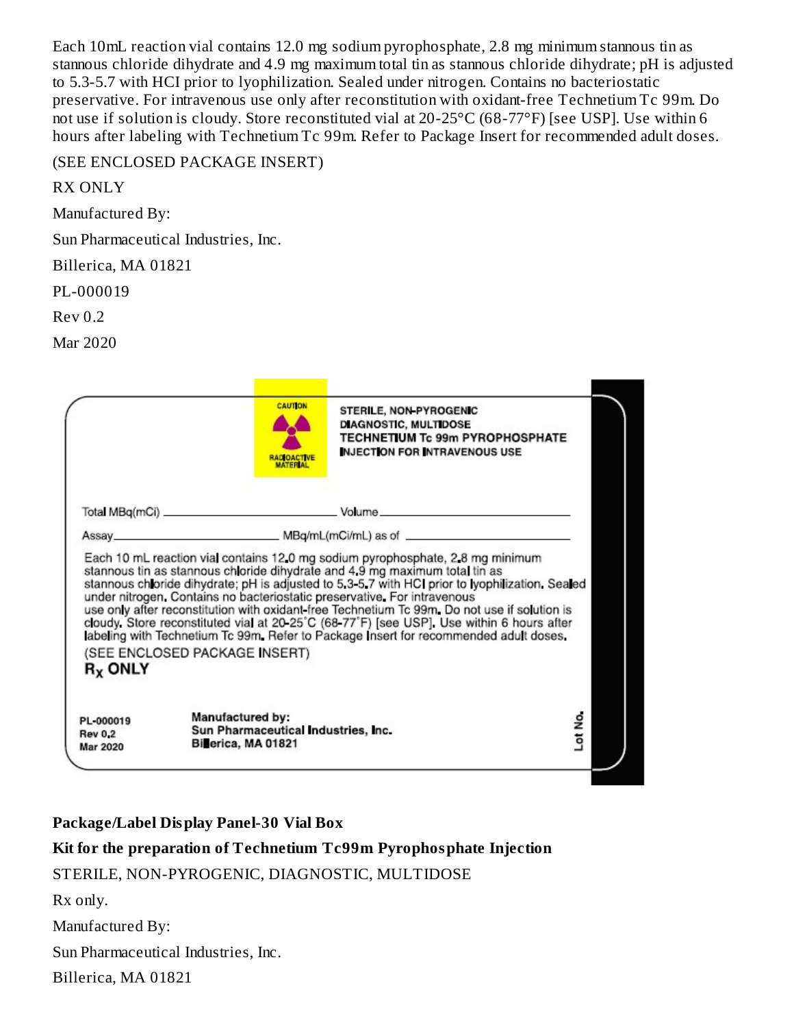Each 10mL reaction vial contains 12.0 mg sodium pyrophosphate, 2.8 mg minimum stannous tin as stannous chloride dihydrate and 4.9 mg maximum total tin as stannous chloride dihydrate; pH is adjusted to 5.3-5.7 with HCl prior to lyophilization. Sealed under nitrogen. Contains no bacteriostatic preservative. For intravenous use only after reconstitution with oxidant-free Technetium Tc 99m. Do not use if solution is cloudy. Store reconstituted vial at 20-25°C (68-77°F) [see USP]. Use within 6 hours after labeling with Technetium Tc 99m. Refer to Package Insert for recommended adult doses.

(SEE ENCLOSED PACKAGE INSERT)

RX ONLY

Manufactured By:

Sun Pharmaceutical Industries, Inc.

Billerica, MA 01821

PL-000019

Rev 0.2

Mar 2020

CAUTION RADIOACTIVE MATERIAL

STERILE, NON-PYROGENIC
DIAGNOSTIC, MULTIDOSE
TECHNETIUM Tc 99m PYROPHOSPHATE
INJECTION FOR INTRAVENOUS USE

Total MBq(mCi) ____________ Volume ____________

Assay ____________ MBq/mL(mCi/mL) as of ____________

Each 10 mL reaction vial contains 12.0 mg sodium pyrophosphate, 2.8 mg minimum stannous tin as stannous chloride dihydrate and 4.9 mg maximum total tin as stannous chloride dihydrate; pH is adjusted to 5.3-5.7 with HCl prior to lyophilization. Sealed under nitrogen. Contains no bacteriostatic preservative. For intravenous use only after reconstitution with oxidant-free Technetium Tc 99m. Do not use if solution is cloudy. Store reconstituted vial at 20-25°C (68-77°F) [see USP]. Use within 6 hours after labeling with Technetium Tc 99m. Refer to Package Insert for recommended adult doses.

(SEE ENCLOSED PACKAGE INSERT)

$R_X$ ONLY

PL-000019
Rev 0.2
Mar 2020

Manufactured by:
Sun Pharmaceutical Industries, Inc.
Billerica, MA 01821

Lot No.

**Package/Label Display Panel-30 Vial Box**

**Kit for the preparation of Technetium Tc99m Pyrophosphate Injection**

STERILE, NON-PYROGENIC, DIAGNOSTIC, MULTIDOSE

Rx only.

Manufactured By:

Sun Pharmaceutical Industries, Inc.

Billerica, MA 01821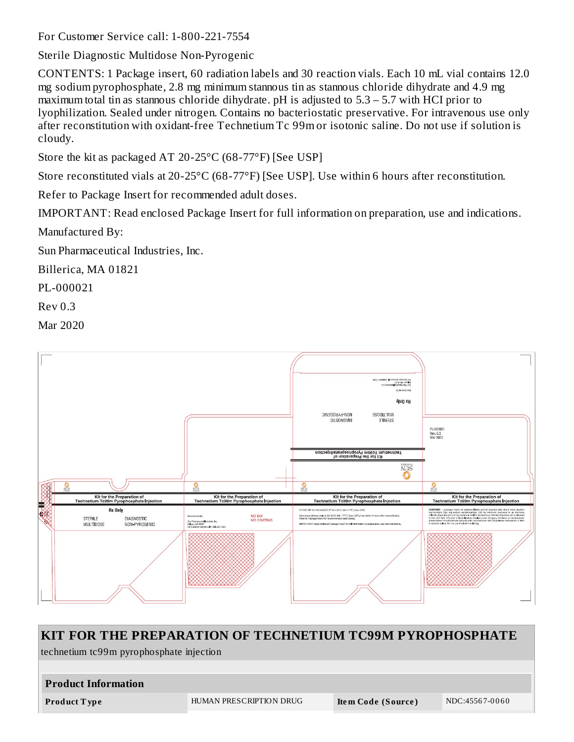For Customer Service call: 1-800-221-7554

Sterile Diagnostic Multidose Non-Pyrogenic

CONTENTS: 1 Package insert, 60 radiation labels and 30 reaction vials. Each 10 mL vial contains 12.0 mg sodium pyrophosphate, 2.8 mg minimum stannous tin as stannous chloride dihydrate and 4.9 mg maximum total tin as stannous chloride dihydrate. pH is adjusted to 5.3 – 5.7 with HCI prior to lyophilization. Sealed under nitrogen. Contains no bacteriostatic preservative. For intravenous use only after reconstitution with oxidant-free Technetium Tc 99m or isotonic saline. Do not use if solution is cloudy.

Store the kit as packaged AT 20-25°C (68-77°F) [See USP]

Store reconstituted vials at 20-25°C (68-77°F) [See USP]. Use within 6 hours after reconstitution.

Refer to Package Insert for recommended adult doses.

IMPORTANT: Read enclosed Package Insert for full information on preparation, use and indications.

Manufactured By:

Sun Pharmaceutical Industries, Inc.

Billerica, MA 01821

PL-000021

Rev 0.3

Mar 2020

## KIT FOR THE PREPARATION OF TECHNETIUM TC99M PYROPHOSPHATE

technetium tc99m pyrophosphate injection

| Product Information | | | |
|---|---|---|---|
| **Product Type** | HUMAN PRESCRIPTION DRUG | **Item Code (Source)** | NDC:45567-0060 |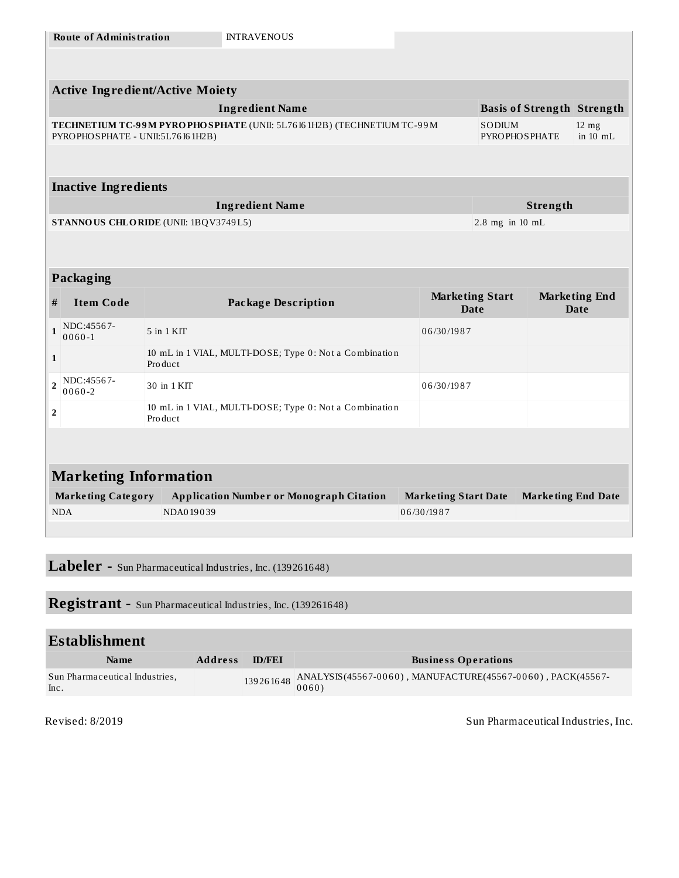| Route of Administration | INTRAVENOUS |
| --- | --- |

## Active Ingredient/Active Moiety

| Ingredient Name | Basis of Strength | Strength |
| --- | --- | --- |
| **TECHNETIUM TC-99M PYROPHOSPHATE** (UNII: 5L76I61H2B) (TECHNETIUM TC-99M PYROPHOSPHATE - UNII:5L76I61H2B) | SODIUM PYROPHOSPHATE | 12 mg in 10 mL |

## Inactive Ingredients

| Ingredient Name | Strength |
| --- | --- |
| **STANNOUS CHLORIDE** (UNII: 1BQV3749L5) | 2.8 mg in 10 mL |

## Packaging

| # | Item Code | Package Description | Marketing Start Date | Marketing End Date |
| --- | --- | --- | --- | --- |
| 1 | NDC:45567-0060-1 | 5 in 1 KIT | 06/30/1987 | |
| 1 | | 10 mL in 1 VIAL, MULTI-DOSE; Type 0: Not a Combination Product | | |
| 2 | NDC:45567-0060-2 | 30 in 1 KIT | 06/30/1987 | |
| 2 | | 10 mL in 1 VIAL, MULTI-DOSE; Type 0: Not a Combination Product | | |

## Marketing Information

| Marketing Category | Application Number or Monograph Citation | Marketing Start Date | Marketing End Date |
| --- | --- | --- | --- |
| NDA | NDA019039 | 06/30/1987 | |

## Labeler - Sun Pharmaceutical Industries, Inc. (139261648)

## Registrant - Sun Pharmaceutical Industries, Inc. (139261648)

## Establishment

| Name | Address | ID/FEI | Business Operations |
| --- | --- | --- | --- |
| Sun Pharmaceutical Industries, Inc. | | 139261648 | ANALYSIS(45567-0060), MANUFACTURE(45567-0060), PACK(45567-0060) |

Revised: 8/2019

Sun Pharmaceutical Industries, Inc.